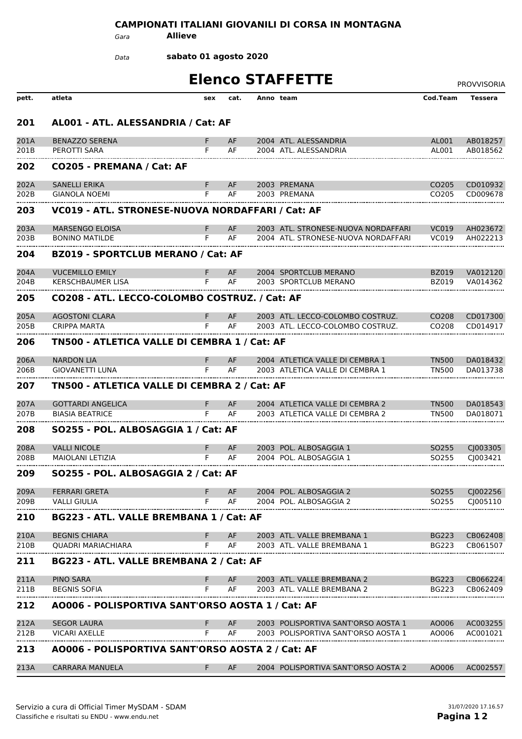**CAMPIONATI ITALIANI GIOVANILI DI CORSA IN MONTAGNA**

*Gara* **Allieve**

*Data* **sabato 01 agosto 2020**

# Elenco STAFFETTE

PROVVISORIA

| pett. | atleta | sex | cat. | Anno | team | Cod.Team | Tessera |
|---|---|---|---|---|---|---|---|
| **201** | **AL001 - ATL. ALESSANDRIA / Cat: AF** | | | | | | |
| 201A | BENAZZO SERENA | F | AF | 2004 | ATL. ALESSANDRIA | AL001 | AB018257 |
| 201B | PEROTTI SARA | F | AF | 2004 | ATL. ALESSANDRIA | AL001 | AB018562 |
| **202** | **CO205 - PREMANA / Cat: AF** | | | | | | |
| 202A | SANELLI ERIKA | F | AF | 2003 | PREMANA | CO205 | CD010932 |
| 202B | GIANOLA NOEMI | F | AF | 2003 | PREMANA | CO205 | CD009678 |
| **203** | **VC019 - ATL. STRONESE-NUOVA NORDAFFARI / Cat: AF** | | | | | | |
| 203A | MARSENGO ELOISA | F | AF | 2003 | ATL. STRONESE-NUOVA NORDAFFARI | VC019 | AH023672 |
| 203B | BONINO MATILDE | F | AF | 2004 | ATL. STRONESE-NUOVA NORDAFFARI | VC019 | AH022213 |
| **204** | **BZ019 - SPORTCLUB MERANO / Cat: AF** | | | | | | |
| 204A | VUCEMILLO EMILY | F | AF | 2004 | SPORTCLUB MERANO | BZ019 | VA012120 |
| 204B | KERSCHBAUMER LISA | F | AF | 2003 | SPORTCLUB MERANO | BZ019 | VA014362 |
| **205** | **CO208 - ATL. LECCO-COLOMBO COSTRUZ. / Cat: AF** | | | | | | |
| 205A | AGOSTONI CLARA | F | AF | 2003 | ATL. LECCO-COLOMBO COSTRUZ. | CO208 | CD017300 |
| 205B | CRIPPA MARTA | F | AF | 2003 | ATL. LECCO-COLOMBO COSTRUZ. | CO208 | CD014917 |
| **206** | **TN500 - ATLETICA VALLE DI CEMBRA 1 / Cat: AF** | | | | | | |
| 206A | NARDON LIA | F | AF | 2004 | ATLETICA VALLE DI CEMBRA 1 | TN500 | DA018432 |
| 206B | GIOVANETTI LUNA | F | AF | 2003 | ATLETICA VALLE DI CEMBRA 1 | TN500 | DA013738 |
| **207** | **TN500 - ATLETICA VALLE DI CEMBRA 2 / Cat: AF** | | | | | | |
| 207A | GOTTARDI ANGELICA | F | AF | 2004 | ATLETICA VALLE DI CEMBRA 2 | TN500 | DA018543 |
| 207B | BIASIA BEATRICE | F | AF | 2003 | ATLETICA VALLE DI CEMBRA 2 | TN500 | DA018071 |
| **208** | **SO255 - POL. ALBOSAGGIA 1 / Cat: AF** | | | | | | |
| 208A | VALLI NICOLE | F | AF | 2003 | POL. ALBOSAGGIA 1 | SO255 | CJ003305 |
| 208B | MAIOLANI LETIZIA | F | AF | 2004 | POL. ALBOSAGGIA 1 | SO255 | CJ003421 |
| **209** | **SO255 - POL. ALBOSAGGIA 2 / Cat: AF** | | | | | | |
| 209A | FERRARI GRETA | F | AF | 2004 | POL. ALBOSAGGIA 2 | SO255 | CJ002256 |
| 209B | VALLI GIULIA | F | AF | 2004 | POL. ALBOSAGGIA 2 | SO255 | CJ005110 |
| **210** | **BG223 - ATL. VALLE BREMBANA 1 / Cat: AF** | | | | | | |
| 210A | BEGNIS CHIARA | F | AF | 2003 | ATL. VALLE BREMBANA 1 | BG223 | CB062408 |
| 210B | QUADRI MARIACHIARA | F | AF | 2003 | ATL. VALLE BREMBANA 1 | BG223 | CB061507 |
| **211** | **BG223 - ATL. VALLE BREMBANA 2 / Cat: AF** | | | | | | |
| 211A | PINO SARA | F | AF | 2003 | ATL. VALLE BREMBANA 2 | BG223 | CB066224 |
| 211B | BEGNIS SOFIA | F | AF | 2003 | ATL. VALLE BREMBANA 2 | BG223 | CB062409 |
| **212** | **AO006 - POLISPORTIVA SANT'ORSO AOSTA 1 / Cat: AF** | | | | | | |
| 212A | SEGOR LAURA | F | AF | 2003 | POLISPORTIVA SANT'ORSO AOSTA 1 | AO006 | AC003255 |
| 212B | VICARI AXELLE | F | AF | 2003 | POLISPORTIVA SANT'ORSO AOSTA 1 | AO006 | AC001021 |
| **213** | **AO006 - POLISPORTIVA SANT'ORSO AOSTA 2 / Cat: AF** | | | | | | |
| 213A | CARRARA MANUELA | F | AF | 2004 | POLISPORTIVA SANT'ORSO AOSTA 2 | AO006 | AC002557 |

Servizio a cura di Official Timer MySDAM - SDAM
Classifiche e risultati su ENDU - www.endu.net

31/07/2020 17.16.57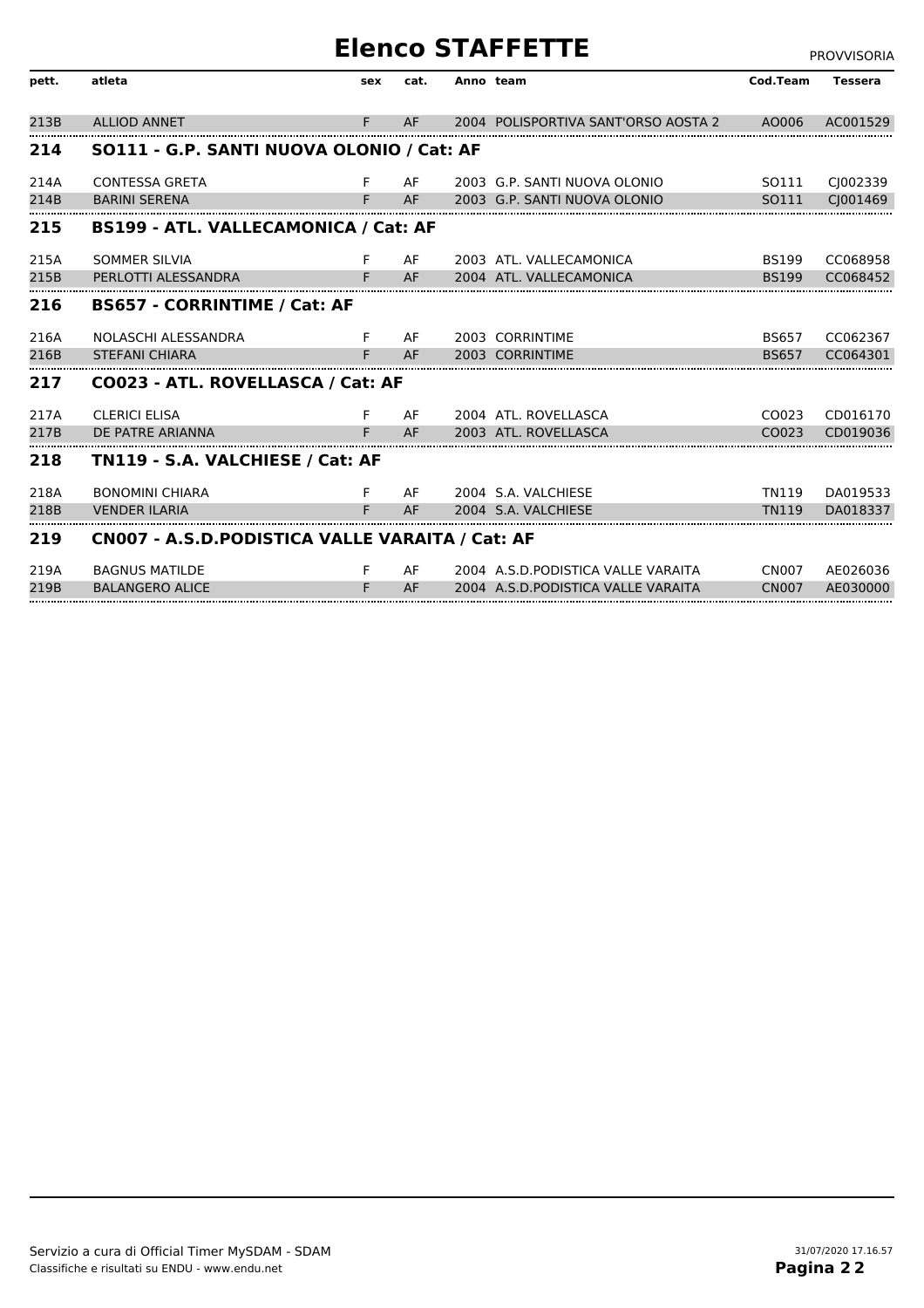# Elenco STAFFETTE

PROVVISORIA

| pett. | atleta | sex | cat. | Anno | team | Cod.Team | Tessera |
|---|---|---|---|---|---|---|---|
| 213B | ALLIOD ANNET | F | AF | 2004 | POLISPORTIVA SANT'ORSO AOSTA 2 | AO006 | AC001529 |

## 214 SO111 - G.P. SANTI NUOVA OLONIO / Cat: AF

| pett. | atleta | sex | cat. | Anno | team | Cod.Team | Tessera |
|---|---|---|---|---|---|---|---|
| 214A | CONTESSA GRETA | F | AF | 2003 | G.P. SANTI NUOVA OLONIO | SO111 | CJ002339 |
| 214B | BARINI SERENA | F | AF | 2003 | G.P. SANTI NUOVA OLONIO | SO111 | CJ001469 |

## 215 BS199 - ATL. VALLECAMONICA / Cat: AF

| pett. | atleta | sex | cat. | Anno | team | Cod.Team | Tessera |
|---|---|---|---|---|---|---|---|
| 215A | SOMMER SILVIA | F | AF | 2003 | ATL. VALLECAMONICA | BS199 | CC068958 |
| 215B | PERLOTTI ALESSANDRA | F | AF | 2004 | ATL. VALLECAMONICA | BS199 | CC068452 |

## 216 BS657 - CORRINTIME / Cat: AF

| pett. | atleta | sex | cat. | Anno | team | Cod.Team | Tessera |
|---|---|---|---|---|---|---|---|
| 216A | NOLASCHI ALESSANDRA | F | AF | 2003 | CORRINTIME | BS657 | CC062367 |
| 216B | STEFANI CHIARA | F | AF | 2003 | CORRINTIME | BS657 | CC064301 |

## 217 CO023 - ATL. ROVELLASCA / Cat: AF

| pett. | atleta | sex | cat. | Anno | team | Cod.Team | Tessera |
|---|---|---|---|---|---|---|---|
| 217A | CLERICI ELISA | F | AF | 2004 | ATL. ROVELLASCA | CO023 | CD016170 |
| 217B | DE PATRE ARIANNA | F | AF | 2003 | ATL. ROVELLASCA | CO023 | CD019036 |

## 218 TN119 - S.A. VALCHIESE / Cat: AF

| pett. | atleta | sex | cat. | Anno | team | Cod.Team | Tessera |
|---|---|---|---|---|---|---|---|
| 218A | BONOMINI CHIARA | F | AF | 2004 | S.A. VALCHIESE | TN119 | DA019533 |
| 218B | VENDER ILARIA | F | AF | 2004 | S.A. VALCHIESE | TN119 | DA018337 |

## 219 CN007 - A.S.D.PODISTICA VALLE VARAITA / Cat: AF

| pett. | atleta | sex | cat. | Anno | team | Cod.Team | Tessera |
|---|---|---|---|---|---|---|---|
| 219A | BAGNUS MATILDE | F | AF | 2004 | A.S.D.PODISTICA VALLE VARAITA | CN007 | AE026036 |
| 219B | BALANGERO ALICE | F | AF | 2004 | A.S.D.PODISTICA VALLE VARAITA | CN007 | AE030000 |

Servizio a cura di Official Timer MySDAM - SDAM
Classifiche e risultati su ENDU - www.endu.net

31/07/2020 17.16.57